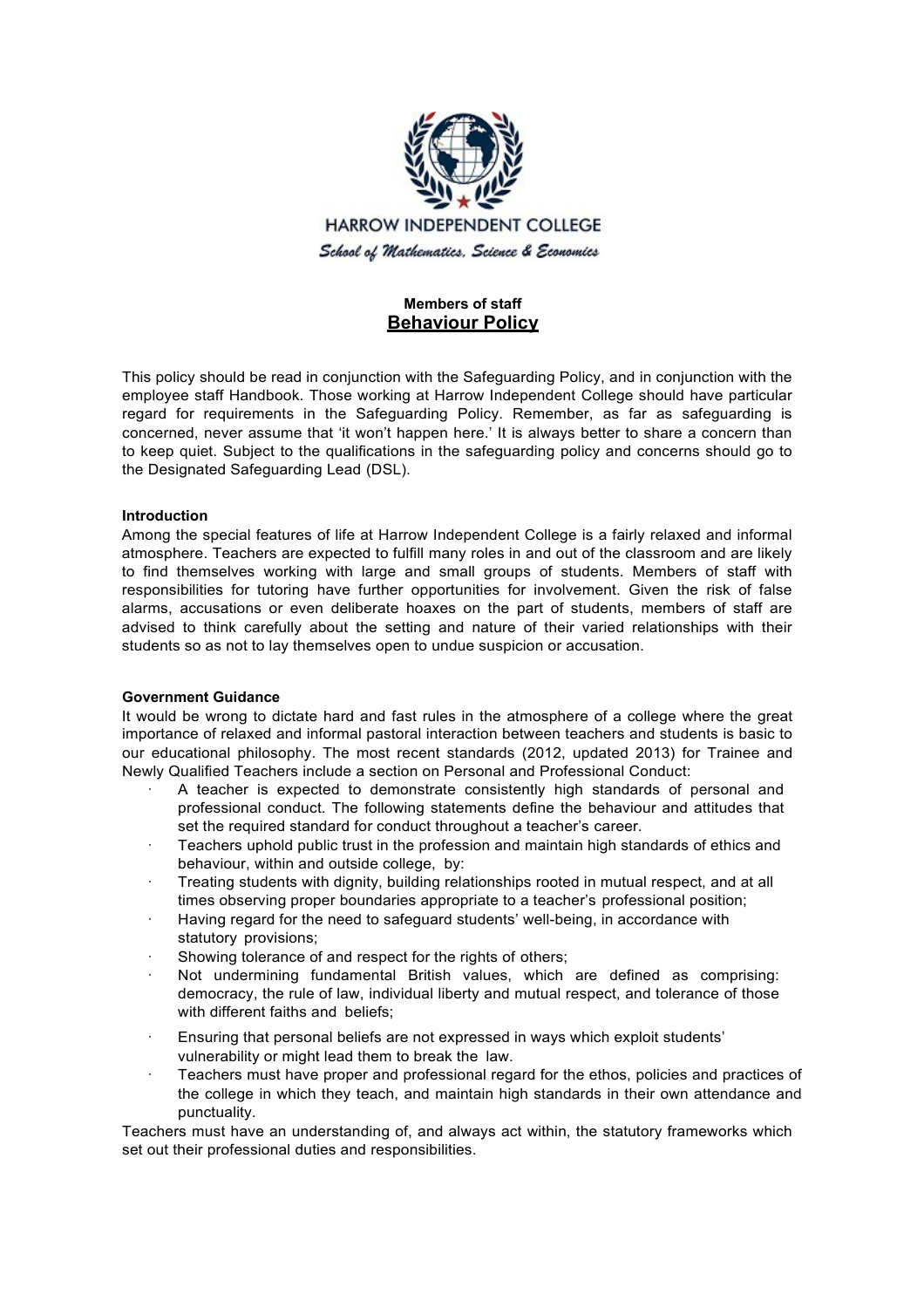HARROW INDEPENDENT COLLEGE

*School of Mathematics, Science & Economics*

**Members of staff**

# Behaviour Policy

This policy should be read in conjunction with the Safeguarding Policy, and in conjunction with the employee staff Handbook. Those working at Harrow Independent College should have particular regard for requirements in the Safeguarding Policy. Remember, as far as safeguarding is concerned, never assume that 'it won't happen here.' It is always better to share a concern than to keep quiet. Subject to the qualifications in the safeguarding policy and concerns should go to the Designated Safeguarding Lead (DSL).

**Introduction**

Among the special features of life at Harrow Independent College is a fairly relaxed and informal atmosphere. Teachers are expected to fulfill many roles in and out of the classroom and are likely to find themselves working with large and small groups of students. Members of staff with responsibilities for tutoring have further opportunities for involvement. Given the risk of false alarms, accusations or even deliberate hoaxes on the part of students, members of staff are advised to think carefully about the setting and nature of their varied relationships with their students so as not to lay themselves open to undue suspicion or accusation.

**Government Guidance**

It would be wrong to dictate hard and fast rules in the atmosphere of a college where the great importance of relaxed and informal pastoral interaction between teachers and students is basic to our educational philosophy. The most recent standards (2012, updated 2013) for Trainee and Newly Qualified Teachers include a section on Personal and Professional Conduct:

- A teacher is expected to demonstrate consistently high standards of personal and professional conduct. The following statements define the behaviour and attitudes that set the required standard for conduct throughout a teacher's career.
- Teachers uphold public trust in the profession and maintain high standards of ethics and behaviour, within and outside college, by:
- Treating students with dignity, building relationships rooted in mutual respect, and at all times observing proper boundaries appropriate to a teacher's professional position;
- Having regard for the need to safeguard students' well-being, in accordance with statutory provisions;
- Showing tolerance of and respect for the rights of others;
- Not undermining fundamental British values, which are defined as comprising: democracy, the rule of law, individual liberty and mutual respect, and tolerance of those with different faiths and beliefs;
- Ensuring that personal beliefs are not expressed in ways which exploit students' vulnerability or might lead them to break the law.
- Teachers must have proper and professional regard for the ethos, policies and practices of the college in which they teach, and maintain high standards in their own attendance and punctuality.

Teachers must have an understanding of, and always act within, the statutory frameworks which set out their professional duties and responsibilities.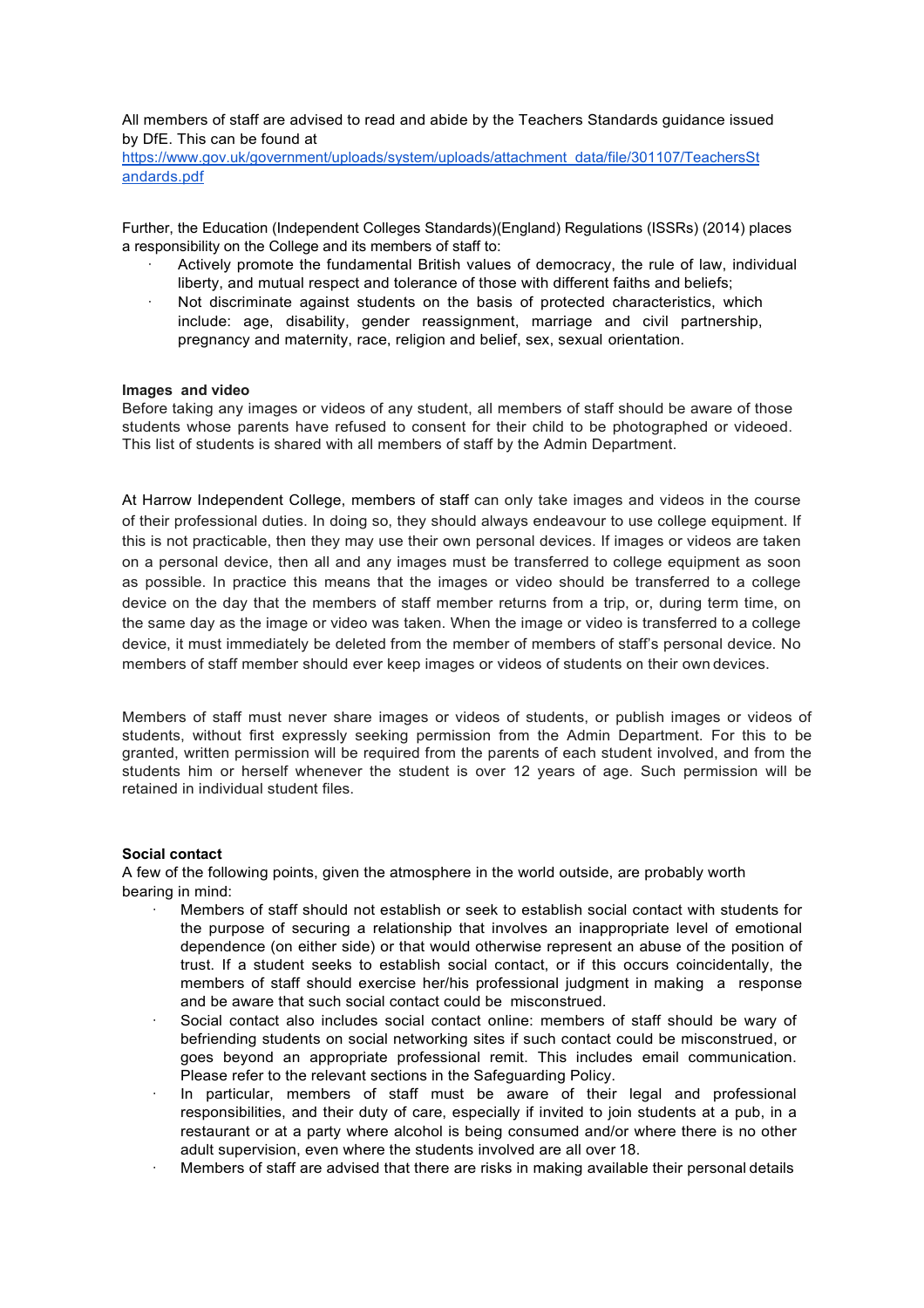All members of staff are advised to read and abide by the Teachers Standards guidance issued by DfE. This can be found at
https://www.gov.uk/government/uploads/system/uploads/attachment_data/file/301107/TeachersStandards.pdf

Further, the Education (Independent Colleges Standards)(England) Regulations (ISSRs) (2014) places a responsibility on the College and its members of staff to:

- Actively promote the fundamental British values of democracy, the rule of law, individual liberty, and mutual respect and tolerance of those with different faiths and beliefs;
- Not discriminate against students on the basis of protected characteristics, which include: age, disability, gender reassignment, marriage and civil partnership, pregnancy and maternity, race, religion and belief, sex, sexual orientation.

**Images and video**

Before taking any images or videos of any student, all members of staff should be aware of those students whose parents have refused to consent for their child to be photographed or videoed. This list of students is shared with all members of staff by the Admin Department.

At Harrow Independent College, members of staff can only take images and videos in the course of their professional duties. In doing so, they should always endeavour to use college equipment. If this is not practicable, then they may use their own personal devices. If images or videos are taken on a personal device, then all and any images must be transferred to college equipment as soon as possible. In practice this means that the images or video should be transferred to a college device on the day that the members of staff member returns from a trip, or, during term time, on the same day as the image or video was taken. When the image or video is transferred to a college device, it must immediately be deleted from the member of members of staff's personal device. No members of staff member should ever keep images or videos of students on their own devices.

Members of staff must never share images or videos of students, or publish images or videos of students, without first expressly seeking permission from the Admin Department. For this to be granted, written permission will be required from the parents of each student involved, and from the students him or herself whenever the student is over 12 years of age. Such permission will be retained in individual student files.

**Social contact**

A few of the following points, given the atmosphere in the world outside, are probably worth bearing in mind:

- Members of staff should not establish or seek to establish social contact with students for the purpose of securing a relationship that involves an inappropriate level of emotional dependence (on either side) or that would otherwise represent an abuse of the position of trust. If a student seeks to establish social contact, or if this occurs coincidentally, the members of staff should exercise her/his professional judgment in making a response and be aware that such social contact could be misconstrued.
- Social contact also includes social contact online: members of staff should be wary of befriending students on social networking sites if such contact could be misconstrued, or goes beyond an appropriate professional remit. This includes email communication. Please refer to the relevant sections in the Safeguarding Policy.
- In particular, members of staff must be aware of their legal and professional responsibilities, and their duty of care, especially if invited to join students at a pub, in a restaurant or at a party where alcohol is being consumed and/or where there is no other adult supervision, even where the students involved are all over 18.
- Members of staff are advised that there are risks in making available their personal details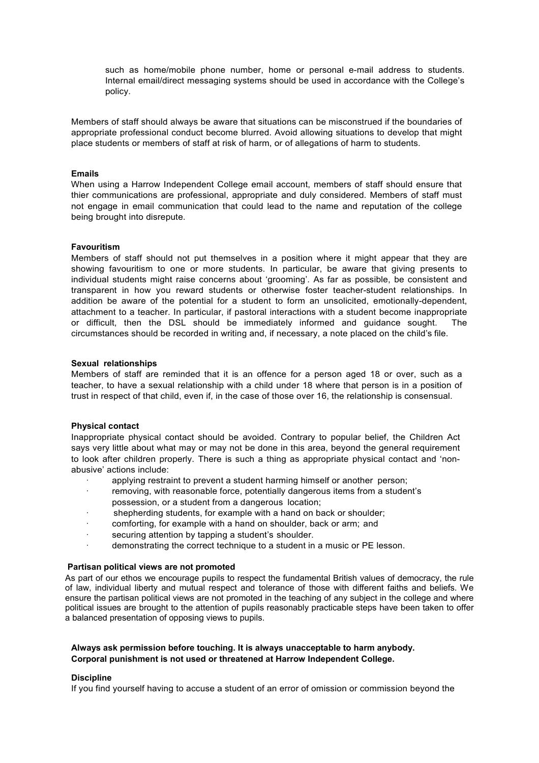such as home/mobile phone number, home or personal e-mail address to students. Internal email/direct messaging systems should be used in accordance with the College's policy.

Members of staff should always be aware that situations can be misconstrued if the boundaries of appropriate professional conduct become blurred. Avoid allowing situations to develop that might place students or members of staff at risk of harm, or of allegations of harm to students.

**Emails**

When using a Harrow Independent College email account, members of staff should ensure that thier communications are professional, appropriate and duly considered. Members of staff must not engage in email communication that could lead to the name and reputation of the college being brought into disrepute.

**Favouritism**

Members of staff should not put themselves in a position where it might appear that they are showing favouritism to one or more students. In particular, be aware that giving presents to individual students might raise concerns about 'grooming'. As far as possible, be consistent and transparent in how you reward students or otherwise foster teacher-student relationships. In addition be aware of the potential for a student to form an unsolicited, emotionally-dependent, attachment to a teacher. In particular, if pastoral interactions with a student become inappropriate or difficult, then the DSL should be immediately informed and guidance sought. The circumstances should be recorded in writing and, if necessary, a note placed on the child's file.

**Sexual relationships**

Members of staff are reminded that it is an offence for a person aged 18 or over, such as a teacher, to have a sexual relationship with a child under 18 where that person is in a position of trust in respect of that child, even if, in the case of those over 16, the relationship is consensual.

**Physical contact**

Inappropriate physical contact should be avoided. Contrary to popular belief, the Children Act says very little about what may or may not be done in this area, beyond the general requirement to look after children properly. There is such a thing as appropriate physical contact and 'non-abusive' actions include:

- applying restraint to prevent a student harming himself or another person;
- removing, with reasonable force, potentially dangerous items from a student's possession, or a student from a dangerous location;
- shepherding students, for example with a hand on back or shoulder;
- comforting, for example with a hand on shoulder, back or arm; and
- securing attention by tapping a student's shoulder.
- demonstrating the correct technique to a student in a music or PE lesson.

**Partisan political views are not promoted**

As part of our ethos we encourage pupils to respect the fundamental British values of democracy, the rule of law, individual liberty and mutual respect and tolerance of those with different faiths and beliefs. We ensure the partisan political views are not promoted in the teaching of any subject in the college and where political issues are brought to the attention of pupils reasonably practicable steps have been taken to offer a balanced presentation of opposing views to pupils.

**Always ask permission before touching. It is always unacceptable to harm anybody.**
**Corporal punishment is not used or threatened at Harrow Independent College.**

**Discipline**

If you find yourself having to accuse a student of an error of omission or commission beyond the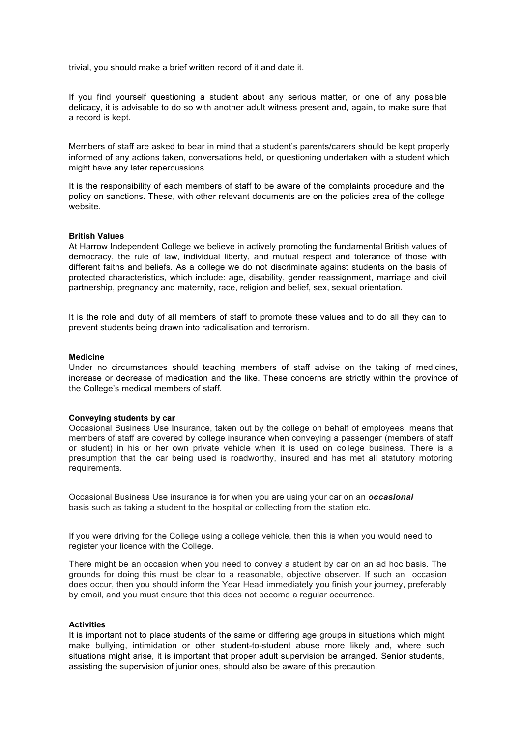trivial, you should make a brief written record of it and date it.

If you find yourself questioning a student about any serious matter, or one of any possible delicacy, it is advisable to do so with another adult witness present and, again, to make sure that a record is kept.

Members of staff are asked to bear in mind that a student's parents/carers should be kept properly informed of any actions taken, conversations held, or questioning undertaken with a student which might have any later repercussions.

It is the responsibility of each members of staff to be aware of the complaints procedure and the policy on sanctions. These, with other relevant documents are on the policies area of the college website.

**British Values**
At Harrow Independent College we believe in actively promoting the fundamental British values of democracy, the rule of law, individual liberty, and mutual respect and tolerance of those with different faiths and beliefs. As a college we do not discriminate against students on the basis of protected characteristics, which include: age, disability, gender reassignment, marriage and civil partnership, pregnancy and maternity, race, religion and belief, sex, sexual orientation.

It is the role and duty of all members of staff to promote these values and to do all they can to prevent students being drawn into radicalisation and terrorism.

**Medicine**
Under no circumstances should teaching members of staff advise on the taking of medicines, increase or decrease of medication and the like. These concerns are strictly within the province of the College's medical members of staff.

**Conveying students by car**
Occasional Business Use Insurance, taken out by the college on behalf of employees, means that members of staff are covered by college insurance when conveying a passenger (members of staff or student) in his or her own private vehicle when it is used on college business. There is a presumption that the car being used is roadworthy, insured and has met all statutory motoring requirements.

Occasional Business Use insurance is for when you are using your car on an ***occasional*** basis such as taking a student to the hospital or collecting from the station etc.

If you were driving for the College using a college vehicle, then this is when you would need to register your licence with the College.

There might be an occasion when you need to convey a student by car on an ad hoc basis. The grounds for doing this must be clear to a reasonable, objective observer. If such an occasion does occur, then you should inform the Year Head immediately you finish your journey, preferably by email, and you must ensure that this does not become a regular occurrence.

**Activities**
It is important not to place students of the same or differing age groups in situations which might make bullying, intimidation or other student-to-student abuse more likely and, where such situations might arise, it is important that proper adult supervision be arranged. Senior students, assisting the supervision of junior ones, should also be aware of this precaution.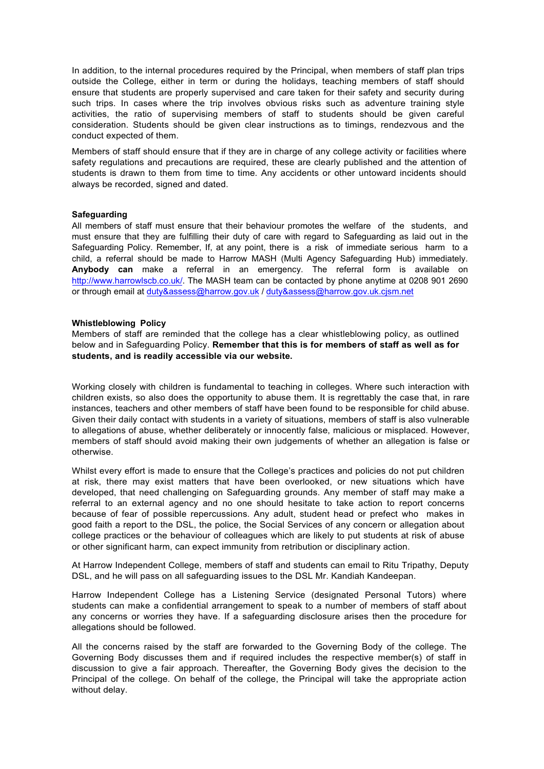In addition, to the internal procedures required by the Principal, when members of staff plan trips outside the College, either in term or during the holidays, teaching members of staff should ensure that students are properly supervised and care taken for their safety and security during such trips. In cases where the trip involves obvious risks such as adventure training style activities, the ratio of supervising members of staff to students should be given careful consideration. Students should be given clear instructions as to timings, rendezvous and the conduct expected of them.

Members of staff should ensure that if they are in charge of any college activity or facilities where safety regulations and precautions are required, these are clearly published and the attention of students is drawn to them from time to time. Any accidents or other untoward incidents should always be recorded, signed and dated.

**Safeguarding**

All members of staff must ensure that their behaviour promotes the welfare of the students, and must ensure that they are fulfilling their duty of care with regard to Safeguarding as laid out in the Safeguarding Policy. Remember, If, at any point, there is a risk of immediate serious harm to a child, a referral should be made to Harrow MASH (Multi Agency Safeguarding Hub) immediately. **Anybody can** make a referral in an emergency. The referral form is available on http://www.harrowlscb.co.uk/. The MASH team can be contacted by phone anytime at 0208 901 2690 or through email at duty&assess@harrow.gov.uk / duty&assess@harrow.gov.uk.cjsm.net

**Whistleblowing Policy**

Members of staff are reminded that the college has a clear whistleblowing policy, as outlined below and in Safeguarding Policy. **Remember that this is for members of staff as well as for students, and is readily accessible via our website.**

Working closely with children is fundamental to teaching in colleges. Where such interaction with children exists, so also does the opportunity to abuse them. It is regrettably the case that, in rare instances, teachers and other members of staff have been found to be responsible for child abuse. Given their daily contact with students in a variety of situations, members of staff is also vulnerable to allegations of abuse, whether deliberately or innocently false, malicious or misplaced. However, members of staff should avoid making their own judgements of whether an allegation is false or otherwise.

Whilst every effort is made to ensure that the College's practices and policies do not put children at risk, there may exist matters that have been overlooked, or new situations which have developed, that need challenging on Safeguarding grounds. Any member of staff may make a referral to an external agency and no one should hesitate to take action to report concerns because of fear of possible repercussions. Any adult, student head or prefect who makes in good faith a report to the DSL, the police, the Social Services of any concern or allegation about college practices or the behaviour of colleagues which are likely to put students at risk of abuse or other significant harm, can expect immunity from retribution or disciplinary action.

At Harrow Independent College, members of staff and students can email to Ritu Tripathy, Deputy DSL, and he will pass on all safeguarding issues to the DSL Mr. Kandiah Kandeepan.

Harrow Independent College has a Listening Service (designated Personal Tutors) where students can make a confidential arrangement to speak to a number of members of staff about any concerns or worries they have. If a safeguarding disclosure arises then the procedure for allegations should be followed.

All the concerns raised by the staff are forwarded to the Governing Body of the college. The Governing Body discusses them and if required includes the respective member(s) of staff in discussion to give a fair approach. Thereafter, the Governing Body gives the decision to the Principal of the college. On behalf of the college, the Principal will take the appropriate action without delay.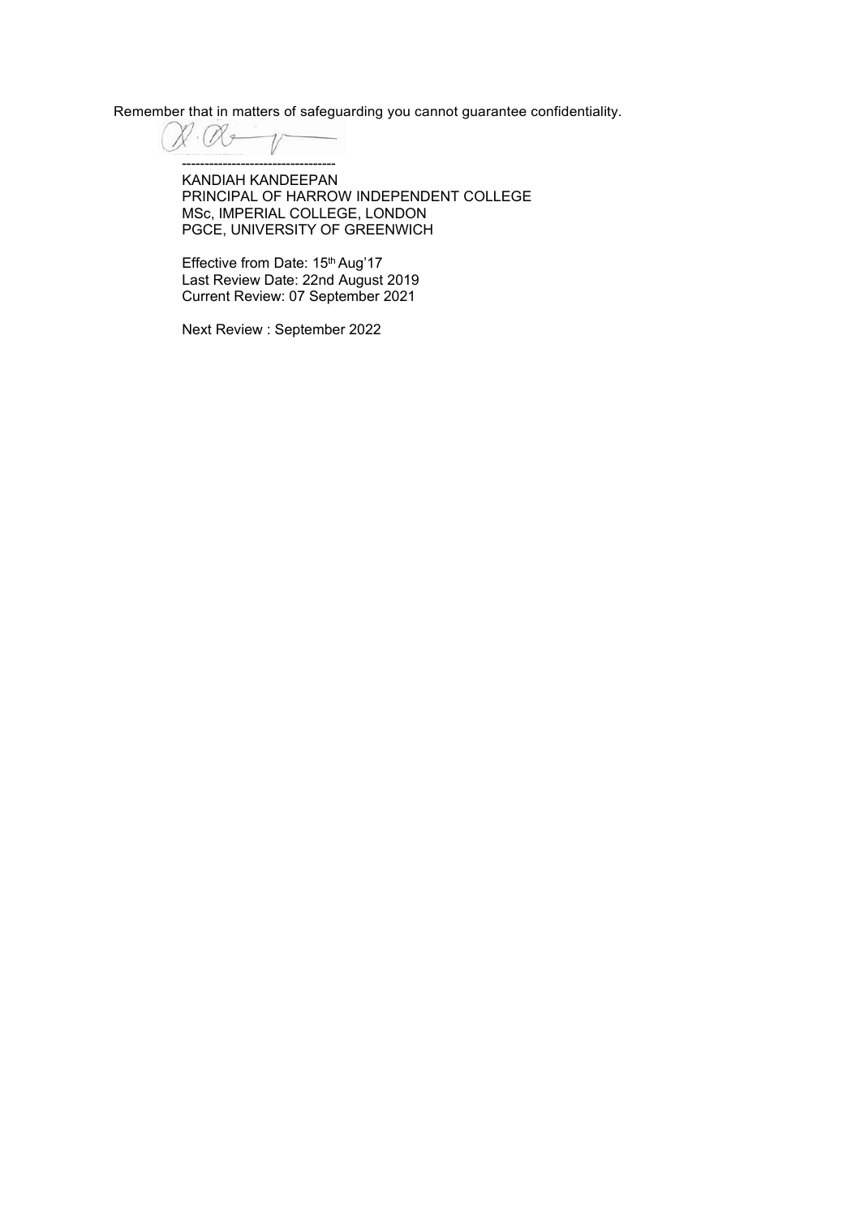Remember that in matters of safeguarding you cannot guarantee confidentiality.

---------------------------------

KANDIAH KANDEEPAN
PRINCIPAL OF HARROW INDEPENDENT COLLEGE
MSc, IMPERIAL COLLEGE, LONDON
PGCE, UNIVERSITY OF GREENWICH

Effective from Date: 15th Aug'17
Last Review Date: 22nd August 2019
Current Review: 07 September 2021

Next Review : September 2022